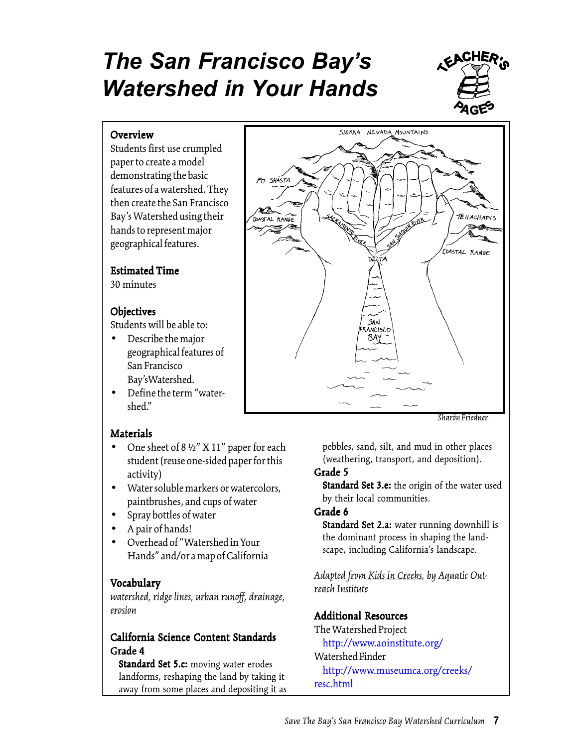# The San Francisco Bay's Watershed in Your Hands

TEACHER'S PAGES

## Overview

Students first use crumpled paper to create a model demonstrating the basic features of a watershed. They then create the San Francisco Bay's Watershed using their hands to represent major geographical features.

## Estimated Time

30 minutes

## Objectives

Students will be able to:

- Describe the major geographical features of San Francisco Bay'sWatershed.
- Define the term "watershed."

Sharón Friedner

## Materials

- One sheet of 8 ½" X 11" paper for each student (reuse one-sided paper for this activity)
- Water soluble markers or watercolors, paintbrushes, and cups of water
- Spray bottles of water
- A pair of hands!
- Overhead of "Watershed in Your Hands" and/or a map of California

## Vocabulary

*watershed, ridge lines, urban runoff, drainage, erosion*

## California Science Content Standards

### Grade 4

**Standard Set 5.c:** moving water erodes landforms, reshaping the land by taking it away from some places and depositing it as pebbles, sand, silt, and mud in other places (weathering, transport, and deposition).

### Grade 5

**Standard Set 3.e:** the origin of the water used by their local communities.

### Grade 6

**Standard Set 2.a:** water running downhill is the dominant process in shaping the landscape, including California's landscape.

*Adapted from Kids in Creeks, by Aquatic Outreach Institute*

## Additional Resources

The Watershed Project
http://www.aoinstitute.org/

Watershed Finder
http://www.museumca.org/creeks/resc.html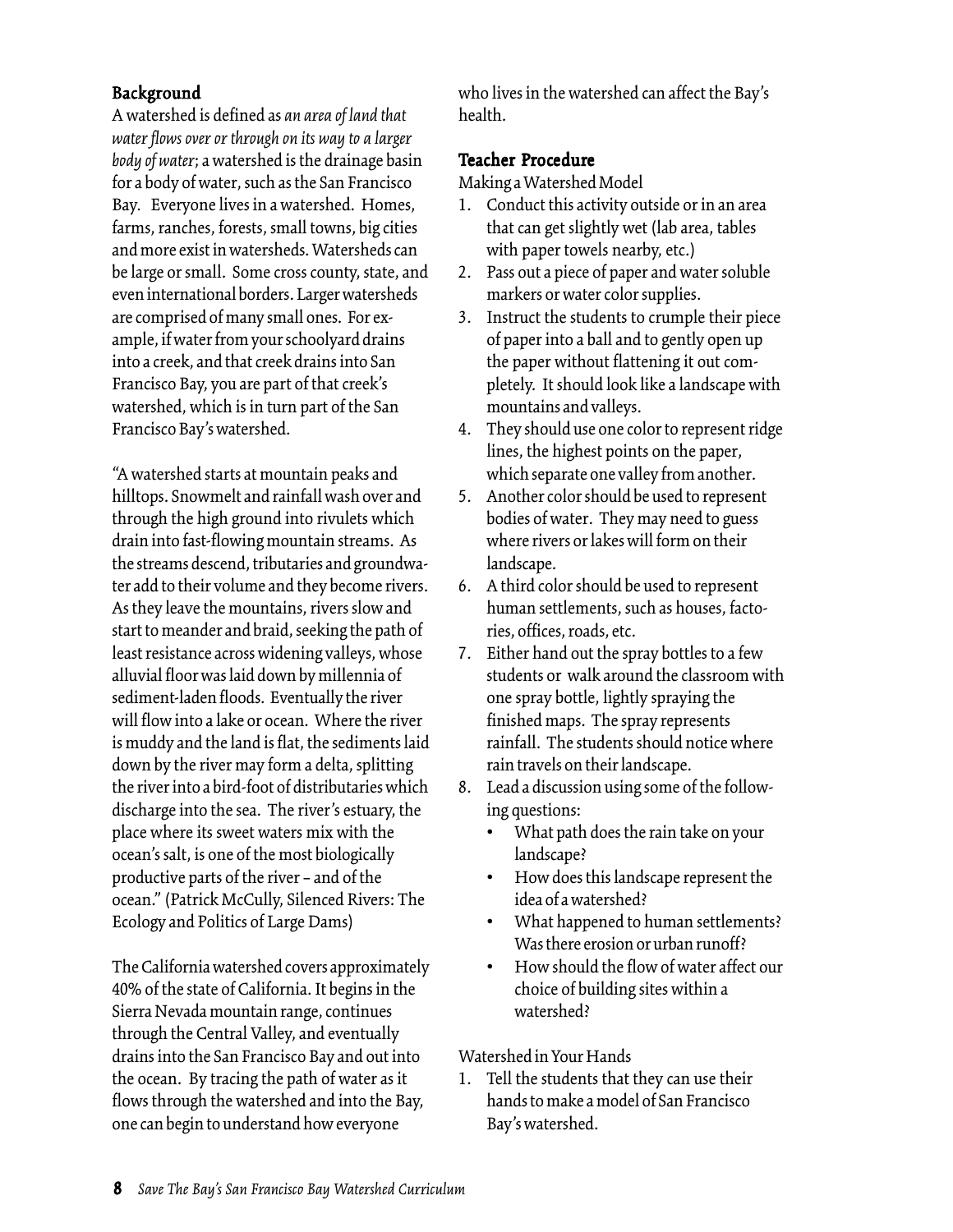## Background

A watershed is defined as *an area of land that water flows over or through on its way to a larger body of water*; a watershed is the drainage basin for a body of water, such as the San Francisco Bay. Everyone lives in a watershed. Homes, farms, ranches, forests, small towns, big cities and more exist in watersheds. Watersheds can be large or small. Some cross county, state, and even international borders. Larger watersheds are comprised of many small ones. For example, if water from your schoolyard drains into a creek, and that creek drains into San Francisco Bay, you are part of that creek's watershed, which is in turn part of the San Francisco Bay's watershed.

"A watershed starts at mountain peaks and hilltops. Snowmelt and rainfall wash over and through the high ground into rivulets which drain into fast-flowing mountain streams. As the streams descend, tributaries and groundwater add to their volume and they become rivers. As they leave the mountains, rivers slow and start to meander and braid, seeking the path of least resistance across widening valleys, whose alluvial floor was laid down by millennia of sediment-laden floods. Eventually the river will flow into a lake or ocean. Where the river is muddy and the land is flat, the sediments laid down by the river may form a delta, splitting the river into a bird-foot of distributaries which discharge into the sea. The river's estuary, the place where its sweet waters mix with the ocean's salt, is one of the most biologically productive parts of the river – and of the ocean." (Patrick McCully, Silenced Rivers: The Ecology and Politics of Large Dams)

The California watershed covers approximately 40% of the state of California. It begins in the Sierra Nevada mountain range, continues through the Central Valley, and eventually drains into the San Francisco Bay and out into the ocean. By tracing the path of water as it flows through the watershed and into the Bay, one can begin to understand how everyone who lives in the watershed can affect the Bay's health.

## Teacher Procedure

Making a Watershed Model

1. Conduct this activity outside or in an area that can get slightly wet (lab area, tables with paper towels nearby, etc.)
2. Pass out a piece of paper and water soluble markers or water color supplies.
3. Instruct the students to crumple their piece of paper into a ball and to gently open up the paper without flattening it out completely. It should look like a landscape with mountains and valleys.
4. They should use one color to represent ridge lines, the highest points on the paper, which separate one valley from another.
5. Another color should be used to represent bodies of water. They may need to guess where rivers or lakes will form on their landscape.
6. A third color should be used to represent human settlements, such as houses, factories, offices, roads, etc.
7. Either hand out the spray bottles to a few students or walk around the classroom with one spray bottle, lightly spraying the finished maps. The spray represents rainfall. The students should notice where rain travels on their landscape.
8. Lead a discussion using some of the following questions:
   - What path does the rain take on your landscape?
   - How does this landscape represent the idea of a watershed?
   - What happened to human settlements? Was there erosion or urban runoff?
   - How should the flow of water affect our choice of building sites within a watershed?

Watershed in Your Hands

1. Tell the students that they can use their hands to make a model of San Francisco Bay's watershed.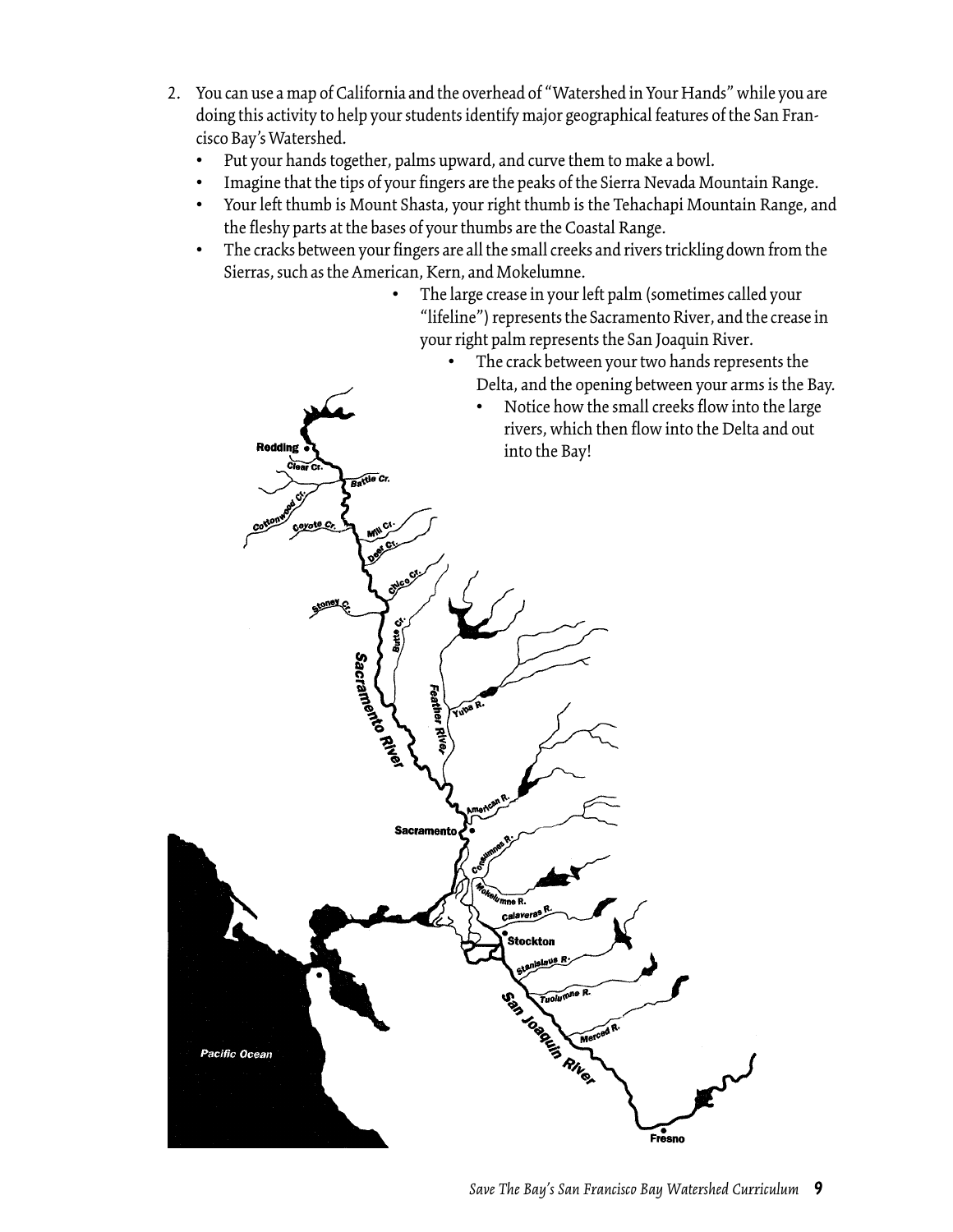2. You can use a map of California and the overhead of "Watershed in Your Hands" while you are doing this activity to help your students identify major geographical features of the San Francisco Bay's Watershed.
   - Put your hands together, palms upward, and curve them to make a bowl.
   - Imagine that the tips of your fingers are the peaks of the Sierra Nevada Mountain Range.
   - Your left thumb is Mount Shasta, your right thumb is the Tehachapi Mountain Range, and the fleshy parts at the bases of your thumbs are the Coastal Range.
   - The cracks between your fingers are all the small creeks and rivers trickling down from the Sierras, such as the American, Kern, and Mokelumne.
   - The large crease in your left palm (sometimes called your "lifeline") represents the Sacramento River, and the crease in your right palm represents the San Joaquin River.
   - The crack between your two hands represents the Delta, and the opening between your arms is the Bay.
   - Notice how the small creeks flow into the large rivers, which then flow into the Delta and out into the Bay!

Redding
Clear Cr.
Battle Cr.
Cottonwood Cr.
Coyote Cr.
Mill Cr.
Deer Cr.
Chico Cr.
Stoney Cr.
Butte Cr.
Sacramento River
Feather River
Yuba R.
American R.
Sacramento
Cosumnes R.
Mokelumne R.
Calaveras R.
Stockton
Stanislaus R.
Tuolumne R.
San Joaquin River
Merced R.
Pacific Ocean
Fresno